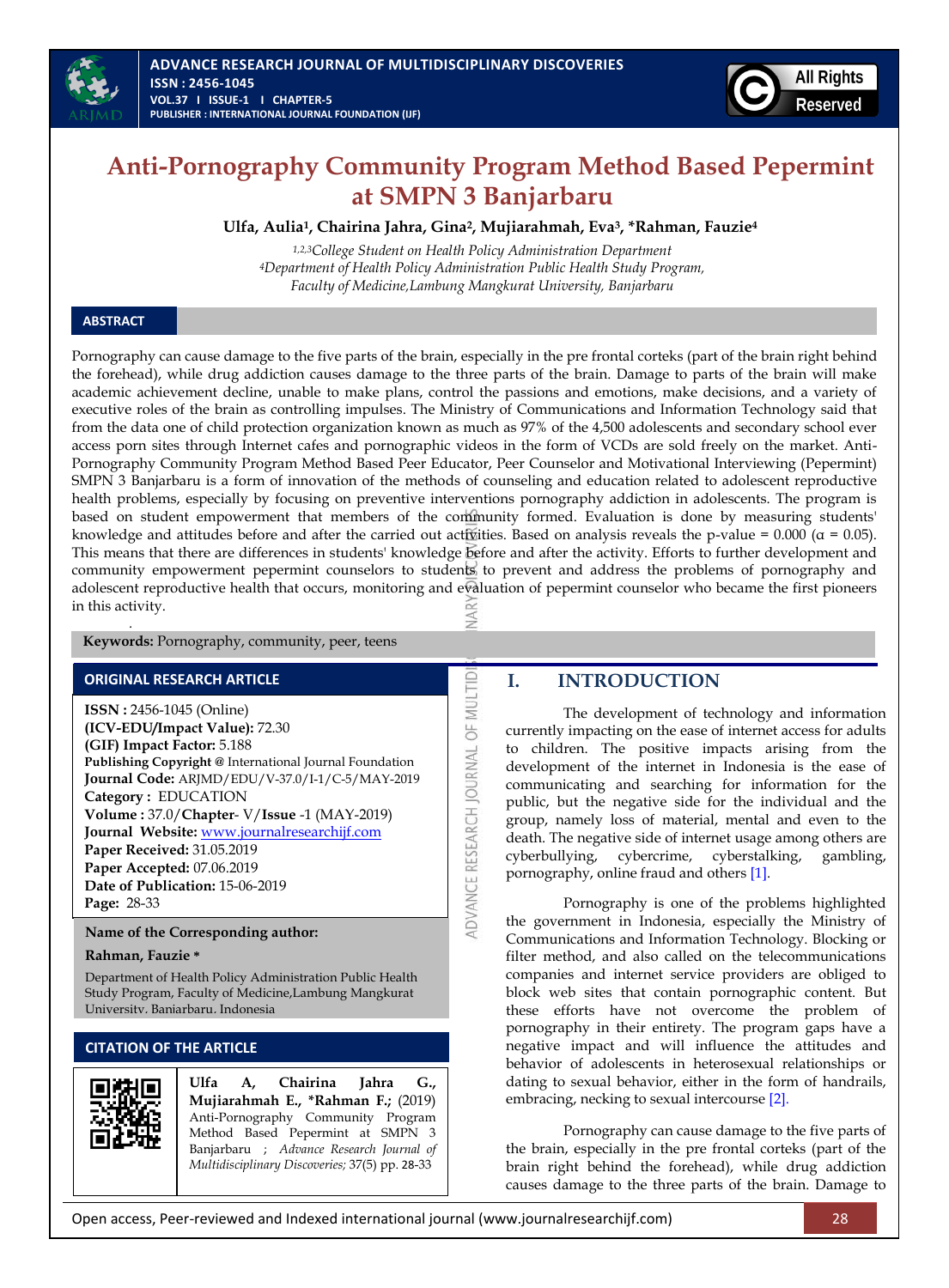# Anti-Pornography Community Program Method Based Pepermint at SMPN 3 Banjarbaru

**Ulfa, Aulia[1], Chairina Jahra, Gina[2], Mujiarahmah, Eva[3], *Rahman, Fauzie[4]**

*[1,2,3]College Student on Health Policy Administration Department*
*[4]Department of Health Policy Administration Public Health Study Program, Faculty of Medicine, Lambung Mangkurat University, Banjarbaru*

## ABSTRACT

Pornography can cause damage to the five parts of the brain, especially in the pre frontal corteks (part of the brain right behind the forehead), while drug addiction causes damage to the three parts of the brain. Damage to parts of the brain will make academic achievement decline, unable to make plans, control the passions and emotions, make decisions, and a variety of executive roles of the brain as controlling impulses. The Ministry of Communications and Information Technology said that from the data one of child protection organization known as much as 97% of the 4,500 adolescents and secondary school ever access porn sites through Internet cafes and pornographic videos in the form of VCDs are sold freely on the market. Anti-Pornography Community Program Method Based Peer Educator, Peer Counselor and Motivational Interviewing (Pepermint) SMPN 3 Banjarbaru is a form of innovation of the methods of counseling and education related to adolescent reproductive health problems, especially by focusing on preventive interventions pornography addiction in adolescents. The program is based on student empowerment that members of the community formed. Evaluation is done by measuring students' knowledge and attitudes before and after the carried out activities. Based on analysis reveals the p-value = 0.000 (α = 0.05). This means that there are differences in students' knowledge before and after the activity. Efforts to further development and community empowerment pepermint counselors to students to prevent and address the problems of pornography and adolescent reproductive health that occurs, monitoring and evaluation of pepermint counselor who became the first pioneers in this activity.

**Keywords:** Pornography, community, peer, teens

## ORIGINAL RESEARCH ARTICLE

**ISSN :** 2456-1045 (Online)
**(ICV-EDU/Impact Value):** 72.30
**(GIF) Impact Factor:** 5.188
**Publishing Copyright @** International Journal Foundation
**Journal Code:** ARJMD/EDU/V-37.0/I-1/C-5/MAY-2019
**Category :** EDUCATION
**Volume :** 37.0/**Chapter**- V/**Issue** -1 (MAY-2019)
**Journal Website:** www.journalresearchijf.com
**Paper Received:** 31.05.2019
**Paper Accepted:** 07.06.2019
**Date of Publication:** 15-06-2019
**Page:** 28-33

**Name of the Corresponding author:**

**Rahman, Fauzie ***

Department of Health Policy Administration Public Health Study Program, Faculty of Medicine, Lambung Mangkurat University, Banjarbaru, Indonesia

## CITATION OF THE ARTICLE

**Ulfa A, Chairina Jahra G., Mujiarahmah E., *Rahman F.;** (2019) Anti-Pornography Community Program Method Based Pepermint at SMPN 3 Banjarbaru ; *Advance Research Journal of Multidisciplinary Discoveries;* 37(5) pp. 28-33

## I. INTRODUCTION

The development of technology and information currently impacting on the ease of internet access for adults to children. The positive impacts arising from the development of the internet in Indonesia is the ease of communicating and searching for information for the public, but the negative side for the individual and the group, namely loss of material, mental and even to the death. The negative side of internet usage among others are cyberbullying, cybercrime, cyberstalking, gambling, pornography, online fraud and others [1].

Pornography is one of the problems highlighted the government in Indonesia, especially the Ministry of Communications and Information Technology. Blocking or filter method, and also called on the telecommunications companies and internet service providers are obliged to block web sites that contain pornographic content. But these efforts have not overcome the problem of pornography in their entirety. The program gaps have a negative impact and will influence the attitudes and behavior of adolescents in heterosexual relationships or dating to sexual behavior, either in the form of handrails, embracing, necking to sexual intercourse [2].

Pornography can cause damage to the five parts of the brain, especially in the pre frontal corteks (part of the brain right behind the forehead), while drug addiction causes damage to the three parts of the brain. Damage to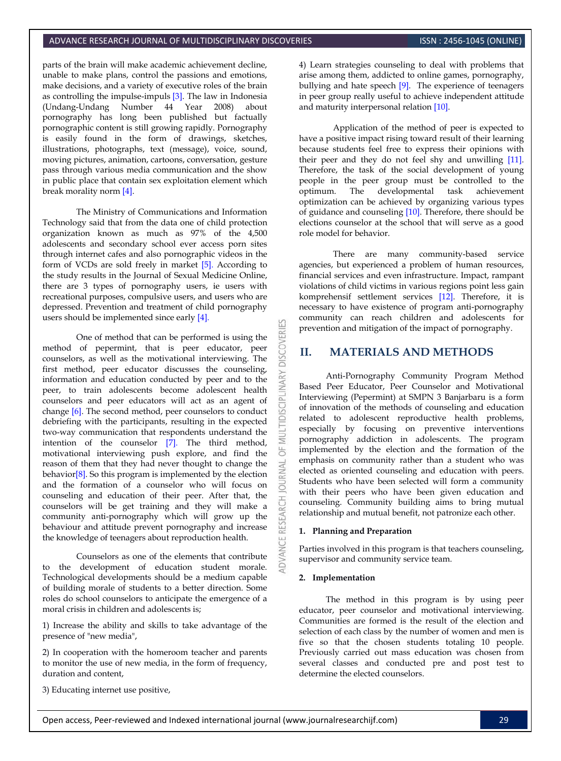parts of the brain will make academic achievement decline, unable to make plans, control the passions and emotions, make decisions, and a variety of executive roles of the brain as controlling the impulse-impuls [3]. The law in Indonesia (Undang-Undang Number 44 Year 2008) about pornography has long been published but factually pornographic content is still growing rapidly. Pornography is easily found in the form of drawings, sketches, illustrations, photographs, text (message), voice, sound, moving pictures, animation, cartoons, conversation, gesture pass through various media communication and the show in public place that contain sex exploitation element which break morality norm [4].

The Ministry of Communications and Information Technology said that from the data one of child protection organization known as much as 97% of the 4,500 adolescents and secondary school ever access porn sites through internet cafes and also pornographic videos in the form of VCDs are sold freely in market [5]. According to the study results in the Journal of Sexual Medicine Online, there are 3 types of pornography users, ie users with recreational purposes, compulsive users, and users who are depressed. Prevention and treatment of child pornography users should be implemented since early [4].

One of method that can be performed is using the method of pepermint, that is peer educator, peer counselors, as well as the motivational interviewing. The first method, peer educator discusses the counseling, information and education conducted by peer and to the peer, to train adolescents become adolescent health counselors and peer educators will act as an agent of change [6]. The second method, peer counselors to conduct debriefing with the participants, resulting in the expected two-way communication that respondents understand the intention of the counselor [7]. The third method, motivational interviewing push explore, and find the reason of them that they had never thought to change the behavior[8]. So this program is implemented by the election and the formation of a counselor who will focus on counseling and education of their peer. After that, the counselors will be get training and they will make a community anti-pornography which will grow up the behaviour and attitude prevent pornography and increase the knowledge of teenagers about reproduction health.

Counselors as one of the elements that contribute to the development of education student morale. Technological developments should be a medium capable of building morale of students to a better direction. Some roles do school counselors to anticipate the emergence of a moral crisis in children and adolescents is;

1) Increase the ability and skills to take advantage of the presence of "new media",

2) In cooperation with the homeroom teacher and parents to monitor the use of new media, in the form of frequency, duration and content,

3) Educating internet use positive,

4) Learn strategies counseling to deal with problems that arise among them, addicted to online games, pornography, bullying and hate speech [9]. The experience of teenagers in peer group really useful to achieve independent attitude and maturity interpersonal relation [10].

Application of the method of peer is expected to have a positive impact rising toward result of their learning because students feel free to express their opinions with their peer and they do not feel shy and unwilling [11]. Therefore, the task of the social development of young people in the peer group must be controlled to the optimum. The developmental task achievement optimization can be achieved by organizing various types of guidance and counseling [10]. Therefore, there should be elections counselor at the school that will serve as a good role model for behavior.

There are many community-based service agencies, but experienced a problem of human resources, financial services and even infrastructure. Impact, rampant violations of child victims in various regions point less gain komprehensif settlement services [12]. Therefore, it is necessary to have existence of program anti-pornography community can reach children and adolescents for prevention and mitigation of the impact of pornography.

## II. MATERIALS AND METHODS

Anti-Pornography Community Program Method Based Peer Educator, Peer Counselor and Motivational Interviewing (Pepermint) at SMPN 3 Banjarbaru is a form of innovation of the methods of counseling and education related to adolescent reproductive health problems, especially by focusing on preventive interventions pornography addiction in adolescents. The program implemented by the election and the formation of the emphasis on community rather than a student who was elected as oriented counseling and education with peers. Students who have been selected will form a community with their peers who have been given education and counseling. Community building aims to bring mutual relationship and mutual benefit, not patronize each other.

### 1. Planning and Preparation

Parties involved in this program is that teachers counseling, supervisor and community service team.

### 2. Implementation

The method in this program is by using peer educator, peer counselor and motivational interviewing. Communities are formed is the result of the election and selection of each class by the number of women and men is five so that the chosen students totaling 10 people. Previously carried out mass education was chosen from several classes and conducted pre and post test to determine the elected counselors.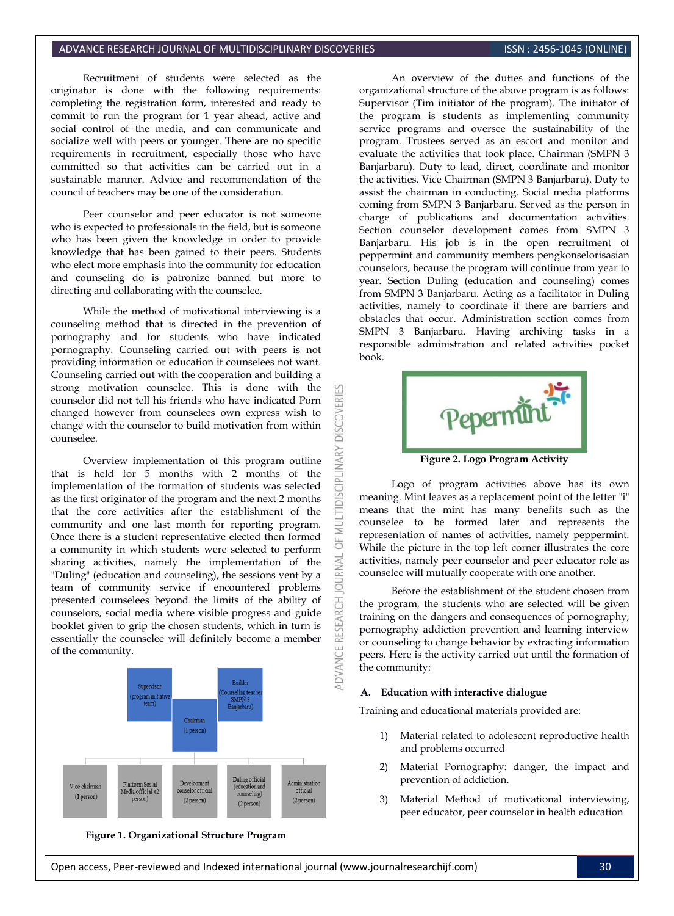Recruitment of students were selected as the originator is done with the following requirements: completing the registration form, interested and ready to commit to run the program for 1 year ahead, active and social control of the media, and can communicate and socialize well with peers or younger. There are no specific requirements in recruitment, especially those who have committed so that activities can be carried out in a sustainable manner. Advice and recommendation of the council of teachers may be one of the consideration.

Peer counselor and peer educator is not someone who is expected to professionals in the field, but is someone who has been given the knowledge in order to provide knowledge that has been gained to their peers. Students who elect more emphasis into the community for education and counseling do is patronize banned but more to directing and collaborating with the counselee.

While the method of motivational interviewing is a counseling method that is directed in the prevention of pornography and for students who have indicated pornography. Counseling carried out with peers is not providing information or education if counselees not want. Counseling carried out with the cooperation and building a strong motivation counselee. This is done with the counselor did not tell his friends who have indicated Porn changed however from counselees own express wish to change with the counselor to build motivation from within counselee.

Overview implementation of this program outline that is held for 5 months with 2 months of the implementation of the formation of students was selected as the first originator of the program and the next 2 months that the core activities after the establishment of the community and one last month for reporting program. Once there is a student representative elected then formed a community in which students were selected to perform sharing activities, namely the implementation of the "Duling" (education and counseling), the sessions vent by a team of community service if encountered problems presented counselees beyond the limits of the ability of counselors, social media where visible progress and guide booklet given to grip the chosen students, which in turn is essentially the counselee will definitely become a member of the community.

Supervisor (program initiative team) | Builder (Counseling teacher SMPN 3 Banjarbaru) | Chairman (1 person)

Vice chairman (1 person) | Platform Sosial Media official (2 person) | Development conselor official (2 person) | Duling official (education and counseling) (2 person) | Administration official (2 person)

**Figure 1. Organizational Structure Program**

An overview of the duties and functions of the organizational structure of the above program is as follows: Supervisor (Tim initiator of the program). The initiator of the program is students as implementing community service programs and oversee the sustainability of the program. Trustees served as an escort and monitor and evaluate the activities that took place. Chairman (SMPN 3 Banjarbaru). Duty to lead, direct, coordinate and monitor the activities. Vice Chairman (SMPN 3 Banjarbaru). Duty to assist the chairman in conducting. Social media platforms coming from SMPN 3 Banjarbaru. Served as the person in charge of publications and documentation activities. Section counselor development comes from SMPN 3 Banjarbaru. His job is in the open recruitment of peppermint and community members pengkonselorisasian counselors, because the program will continue from year to year. Section Duling (education and counseling) comes from SMPN 3 Banjarbaru. Acting as a facilitator in Duling activities, namely to coordinate if there are barriers and obstacles that occur. Administration section comes from SMPN 3 Banjarbaru. Having archiving tasks in a responsible administration and related activities pocket book.

Pepermint

**Figure 2. Logo Program Activity**

Logo of program activities above has its own meaning. Mint leaves as a replacement point of the letter "i" means that the mint has many benefits such as the counselee to be formed later and represents the representation of names of activities, namely peppermint. While the picture in the top left corner illustrates the core activities, namely peer counselor and peer educator role as counselee will mutually cooperate with one another.

Before the establishment of the student chosen from the program, the students who are selected will be given training on the dangers and consequences of pornography, pornography addiction prevention and learning interview or counseling to change behavior by extracting information peers. Here is the activity carried out until the formation of the community:

### A. Education with interactive dialogue

Training and educational materials provided are:

1) Material related to adolescent reproductive health and problems occurred
2) Material Pornography: danger, the impact and prevention of addiction.
3) Material Method of motivational interviewing, peer educator, peer counselor in health education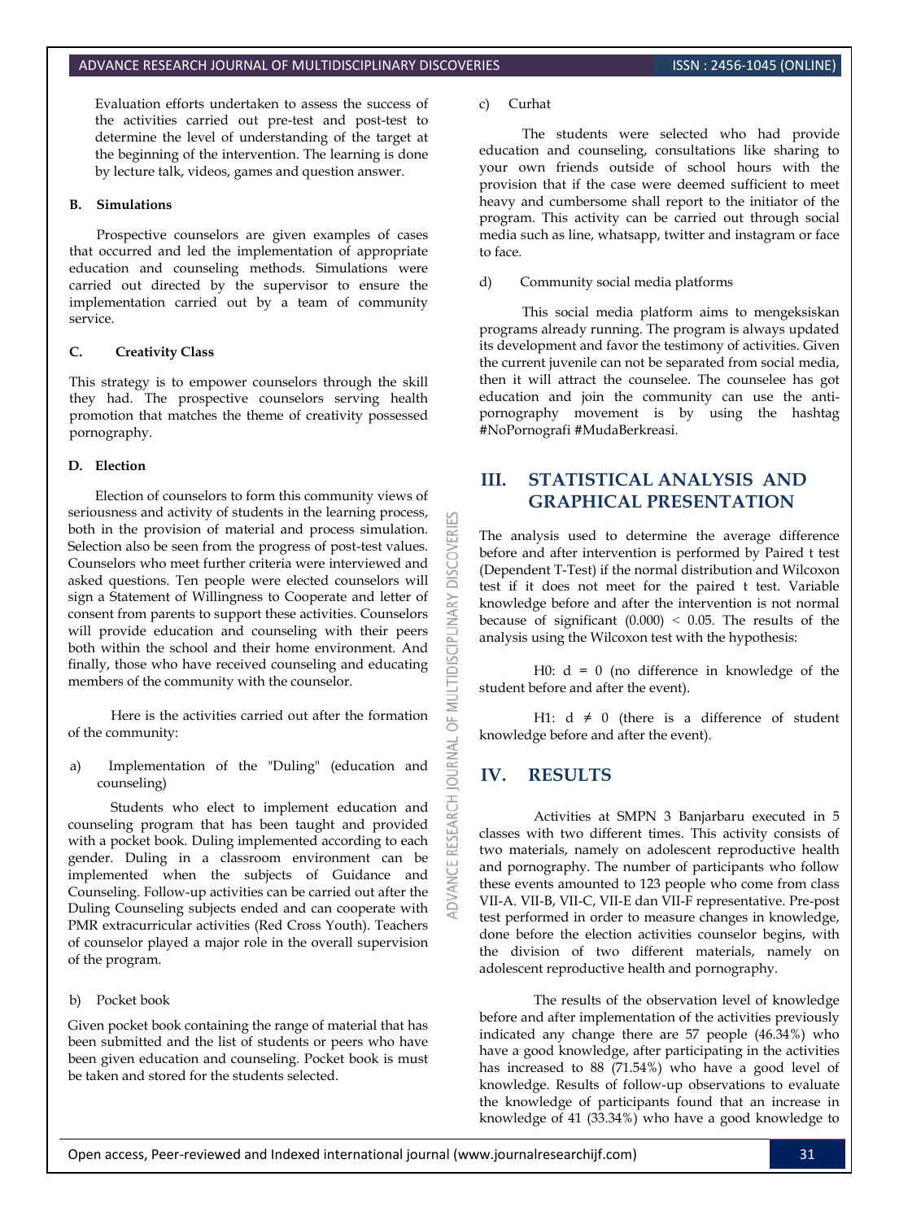Evaluation efforts undertaken to assess the success of the activities carried out pre-test and post-test to determine the level of understanding of the target at the beginning of the intervention. The learning is done by lecture talk, videos, games and question answer.

### B. Simulations

Prospective counselors are given examples of cases that occurred and led the implementation of appropriate education and counseling methods. Simulations were carried out directed by the supervisor to ensure the implementation carried out by a team of community service.

### C. Creativity Class

This strategy is to empower counselors through the skill they had. The prospective counselors serving health promotion that matches the theme of creativity possessed pornography.

### D. Election

Election of counselors to form this community views of seriousness and activity of students in the learning process, both in the provision of material and process simulation. Selection also be seen from the progress of post-test values. Counselors who meet further criteria were interviewed and asked questions. Ten people were elected counselors will sign a Statement of Willingness to Cooperate and letter of consent from parents to support these activities. Counselors will provide education and counseling with their peers both within the school and their home environment. And finally, those who have received counseling and educating members of the community with the counselor.

Here is the activities carried out after the formation of the community:

a) Implementation of the "Duling" (education and counseling)

Students who elect to implement education and counseling program that has been taught and provided with a pocket book. Duling implemented according to each gender. Duling in a classroom environment can be implemented when the subjects of Guidance and Counseling. Follow-up activities can be carried out after the Duling Counseling subjects ended and can cooperate with PMR extracurricular activities (Red Cross Youth). Teachers of counselor played a major role in the overall supervision of the program.

b) Pocket book

Given pocket book containing the range of material that has been submitted and the list of students or peers who have been given education and counseling. Pocket book is must be taken and stored for the students selected.

c) Curhat

The students were selected who had provide education and counseling, consultations like sharing to your own friends outside of school hours with the provision that if the case were deemed sufficient to meet heavy and cumbersome shall report to the initiator of the program. This activity can be carried out through social media such as line, whatsapp, twitter and instagram or face to face.

d) Community social media platforms

This social media platform aims to mengeksiskan programs already running. The program is always updated its development and favor the testimony of activities. Given the current juvenile can not be separated from social media, then it will attract the counselee. The counselee has got education and join the community can use the anti-pornography movement is by using the hashtag #NoPornografi #MudaBerkreasi.

## III. STATISTICAL ANALYSIS AND GRAPHICAL PRESENTATION

The analysis used to determine the average difference before and after intervention is performed by Paired t test (Dependent T-Test) if the normal distribution and Wilcoxon test if it does not meet for the paired t test. Variable knowledge before and after the intervention is not normal because of significant (0.000) < 0.05. The results of the analysis using the Wilcoxon test with the hypothesis:

H0: d = 0 (no difference in knowledge of the student before and after the event).

H1: d ≠ 0 (there is a difference of student knowledge before and after the event).

## IV. RESULTS

Activities at SMPN 3 Banjarbaru executed in 5 classes with two different times. This activity consists of two materials, namely on adolescent reproductive health and pornography. The number of participants who follow these events amounted to 123 people who come from class VII-A. VII-B, VII-C, VII-E dan VII-F representative. Pre-post test performed in order to measure changes in knowledge, done before the election activities counselor begins, with the division of two different materials, namely on adolescent reproductive health and pornography.

The results of the observation level of knowledge before and after implementation of the activities previously indicated any change there are 57 people (46.34%) who have a good knowledge, after participating in the activities has increased to 88 (71.54%) who have a good level of knowledge. Results of follow-up observations to evaluate the knowledge of participants found that an increase in knowledge of 41 (33.34%) who have a good knowledge to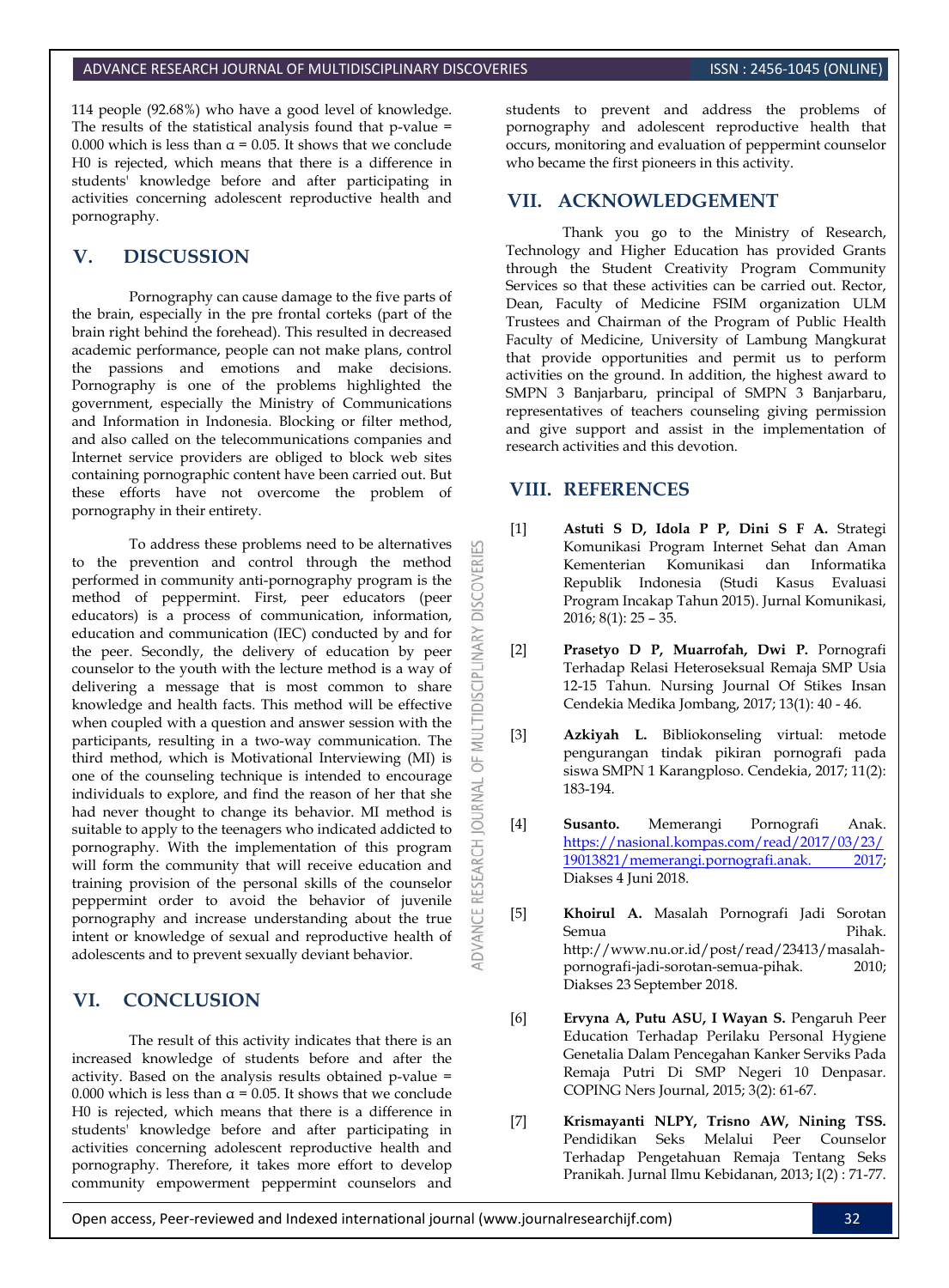114 people (92.68%) who have a good level of knowledge. The results of the statistical analysis found that p-value = 0.000 which is less than $\alpha = 0.05$. It shows that we conclude H0 is rejected, which means that there is a difference in students' knowledge before and after participating in activities concerning adolescent reproductive health and pornography.

## V. DISCUSSION

Pornography can cause damage to the five parts of the brain, especially in the pre frontal corteks (part of the brain right behind the forehead). This resulted in decreased academic performance, people can not make plans, control the passions and emotions and make decisions. Pornography is one of the problems highlighted the government, especially the Ministry of Communications and Information in Indonesia. Blocking or filter method, and also called on the telecommunications companies and Internet service providers are obliged to block web sites containing pornographic content have been carried out. But these efforts have not overcome the problem of pornography in their entirety.

To address these problems need to be alternatives to the prevention and control through the method performed in community anti-pornography program is the method of peppermint. First, peer educators (peer educators) is a process of communication, information, education and communication (IEC) conducted by and for the peer. Secondly, the delivery of education by peer counselor to the youth with the lecture method is a way of delivering a message that is most common to share knowledge and health facts. This method will be effective when coupled with a question and answer session with the participants, resulting in a two-way communication. The third method, which is Motivational Interviewing (MI) is one of the counseling technique is intended to encourage individuals to explore, and find the reason of her that she had never thought to change its behavior. MI method is suitable to apply to the teenagers who indicated addicted to pornography. With the implementation of this program will form the community that will receive education and training provision of the personal skills of the counselor peppermint order to avoid the behavior of juvenile pornography and increase understanding about the true intent or knowledge of sexual and reproductive health of adolescents and to prevent sexually deviant behavior.

## VI. CONCLUSION

The result of this activity indicates that there is an increased knowledge of students before and after the activity. Based on the analysis results obtained p-value = 0.000 which is less than $\alpha = 0.05$. It shows that we conclude H0 is rejected, which means that there is a difference in students' knowledge before and after participating in activities concerning adolescent reproductive health and pornography. Therefore, it takes more effort to develop community empowerment peppermint counselors and students to prevent and address the problems of pornography and adolescent reproductive health that occurs, monitoring and evaluation of peppermint counselor who became the first pioneers in this activity.

## VII. ACKNOWLEDGEMENT

Thank you go to the Ministry of Research, Technology and Higher Education has provided Grants through the Student Creativity Program Community Services so that these activities can be carried out. Rector, Dean, Faculty of Medicine FSIM organization ULM Trustees and Chairman of the Program of Public Health Faculty of Medicine, University of Lambung Mangkurat that provide opportunities and permit us to perform activities on the ground. In addition, the highest award to SMPN 3 Banjarbaru, principal of SMPN 3 Banjarbaru, representatives of teachers counseling giving permission and give support and assist in the implementation of research activities and this devotion.

## VIII. REFERENCES

[1] **Astuti S D, Idola P P, Dini S F A.** Strategi Komunikasi Program Internet Sehat dan Aman Kementerian Komunikasi dan Informatika Republik Indonesia (Studi Kasus Evaluasi Program Incakap Tahun 2015). Jurnal Komunikasi, 2016; 8(1): 25 – 35.

[2] **Prasetyo D P, Muarrofah, Dwi P.** Pornografi Terhadap Relasi Heteroseksual Remaja SMP Usia 12-15 Tahun. Nursing Journal Of Stikes Insan Cendekia Medika Jombang, 2017; 13(1): 40 - 46.

[3] **Azkiyah L.** Bibliokonseling virtual: metode pengurangan tindak pikiran pornografi pada siswa SMPN 1 Karangploso. Cendekia, 2017; 11(2): 183-194.

[4] **Susanto.** Memerangi Pornografi Anak. https://nasional.kompas.com/read/2017/03/23/19013821/memerangi.pornografi.anak. 2017; Diakses 4 Juni 2018.

[5] **Khoirul A.** Masalah Pornografi Jadi Sorotan Semua Pihak. http://www.nu.or.id/post/read/23413/masalah-pornografi-jadi-sorotan-semua-pihak. 2010; Diakses 23 September 2018.

[6] **Ervyna A, Putu ASU, I Wayan S.** Pengaruh Peer Education Terhadap Perilaku Personal Hygiene Genetalia Dalam Pencegahan Kanker Serviks Pada Remaja Putri Di SMP Negeri 10 Denpasar. COPING Ners Journal, 2015; 3(2): 61-67.

[7] **Krismayanti NLPY, Trisno AW, Nining TSS.** Pendidikan Seks Melalui Peer Counselor Terhadap Pengetahuan Remaja Tentang Seks Pranikah. Jurnal Ilmu Kebidanan, 2013; I(2) : 71-77.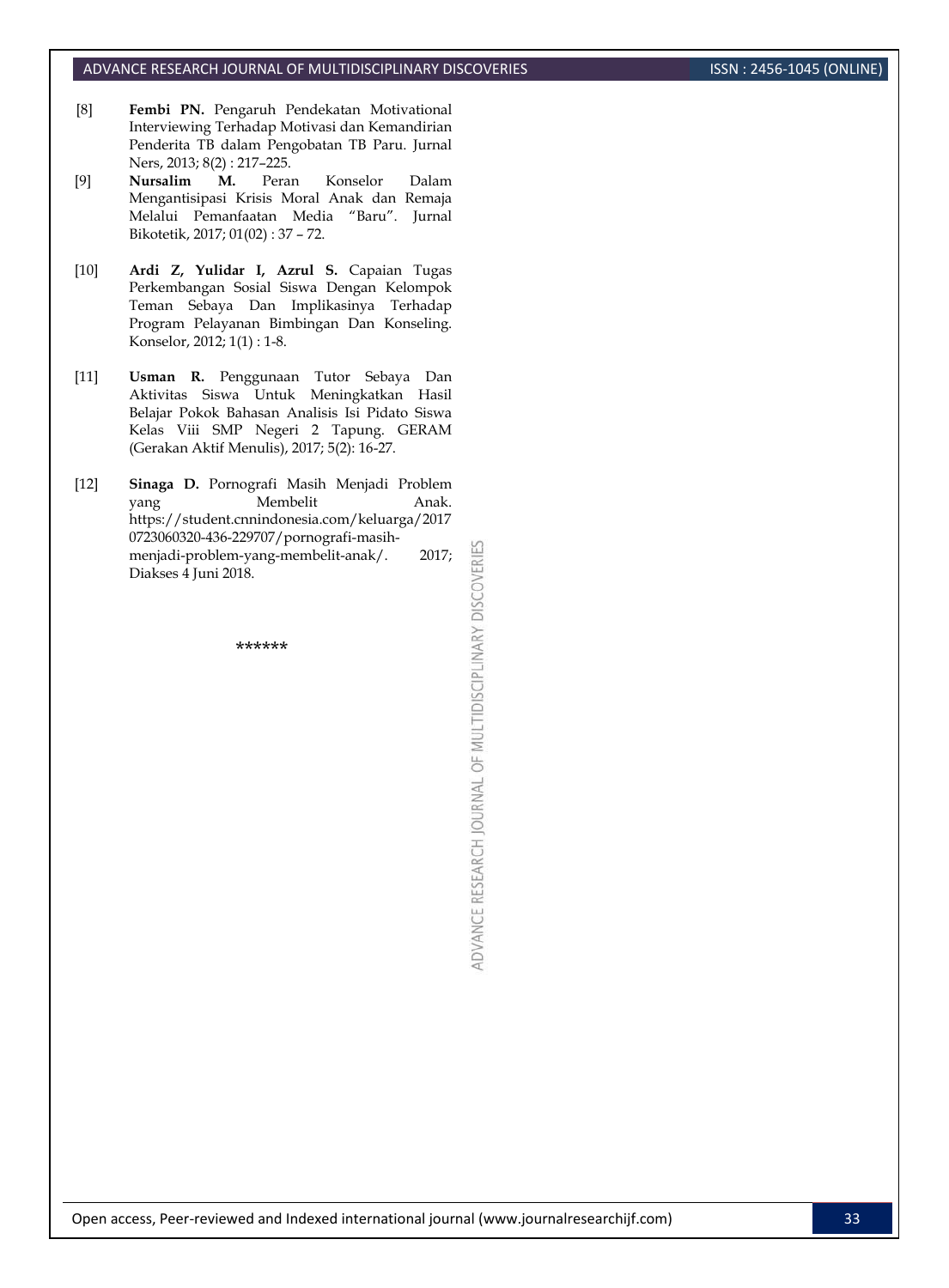[8] **Fembi PN.** Pengaruh Pendekatan Motivational Interviewing Terhadap Motivasi dan Kemandirian Penderita TB dalam Pengobatan TB Paru. Jurnal Ners, 2013; 8(2) : 217–225.

[9] **Nursalim M.** Peran Konselor Dalam Mengantisipasi Krisis Moral Anak dan Remaja Melalui Pemanfaatan Media "Baru". Jurnal Bikotetik, 2017; 01(02) : 37 – 72.

[10] **Ardi Z, Yulidar I, Azrul S.** Capaian Tugas Perkembangan Sosial Siswa Dengan Kelompok Teman Sebaya Dan Implikasinya Terhadap Program Pelayanan Bimbingan Dan Konseling. Konselor, 2012; 1(1) : 1-8.

[11] **Usman R.** Penggunaan Tutor Sebaya Dan Aktivitas Siswa Untuk Meningkatkan Hasil Belajar Pokok Bahasan Analisis Isi Pidato Siswa Kelas Viii SMP Negeri 2 Tapung. GERAM (Gerakan Aktif Menulis), 2017; 5(2): 16-27.

[12] **Sinaga D.** Pornografi Masih Menjadi Problem yang Membelit Anak. https://student.cnnindonesia.com/keluarga/20170723060320-436-229707/pornografi-masih-menjadi-problem-yang-membelit-anak/. 2017; Diakses 4 Juni 2018.

******